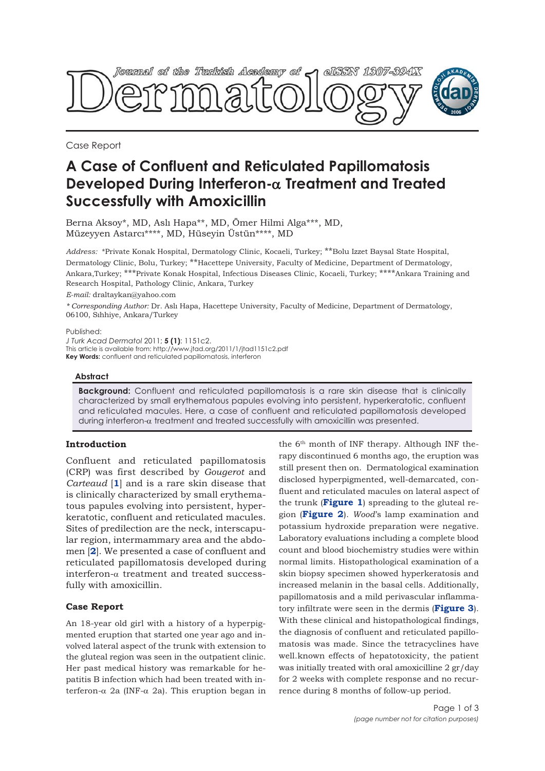Case Report

# A Case of Confluent and Reticulated Papillomatosis Developed During Interferon-α Treatment and Treated Successfully with Amoxicillin

Berna Aksoy*, MD, Aslı Hapa**, MD, Ömer Hilmi Alga***, MD, Müzeyyen Astarcı****, MD, Hüseyin Üstün****, MD

*Address:* *Private Konak Hospital, Dermatology Clinic, Kocaeli, Turkey; **Bolu Izzet Baysal State Hospital, Dermatology Clinic, Bolu, Turkey; **Hacettepe University, Faculty of Medicine, Department of Dermatology, Ankara,Turkey; ***Private Konak Hospital, Infectious Diseases Clinic, Kocaeli, Turkey; ****Ankara Training and Research Hospital, Pathology Clinic, Ankara, Turkey

*E-mail:* draltaykan@yahoo.com

*\* Corresponding Author:* Dr. Aslı Hapa, Hacettepe University, Faculty of Medicine, Department of Dermatology, 06100, Sıhhiye, Ankara/Turkey

Published:
*J Turk Acad Dermatol* 2011; **5 (1)**: 1151c2.
This article is available from: http://www.jtad.org/2011/1/jtad1151c2.pdf
**Key Words:** confluent and reticulated papillomatosis, interferon

### Abstract

**Background:** Confluent and reticulated papillomatosis is a rare skin disease that is clinically characterized by small erythematous papules evolving into persistent, hyperkeratotic, confluent and reticulated macules. Here, a case of confluent and reticulated papillomatosis developed during interferon-α treatment and treated successfully with amoxicillin was presented.

## Introduction

Confluent and reticulated papillomatosis (CRP) was first described by *Gougerot* and *Carteaud* [**1**] and is a rare skin disease that is clinically characterized by small erythematous papules evolving into persistent, hyperkeratotic, confluent and reticulated macules. Sites of predilection are the neck, interscapular region, intermammary area and the abdomen [**2**]. We presented a case of confluent and reticulated papillomatosis developed during interferon-α treatment and treated successfully with amoxicillin.

## Case Report

An 18-year old girl with a history of a hyperpigmented eruption that started one year ago and involved lateral aspect of the trunk with extension to the gluteal region was seen in the outpatient clinic. Her past medical history was remarkable for hepatitis B infection which had been treated with interferon-α 2a (INF-α 2a). This eruption began in the 6th month of INF therapy. Although INF therapy discontinued 6 months ago, the eruption was still present then on. Dermatological examination disclosed hyperpigmented, well-demarcated, confluent and reticulated macules on lateral aspect of the trunk (**Figure 1**) spreading to the gluteal region (**Figure 2**). *Wood*'s lamp examination and potassium hydroxide preparation were negative. Laboratory evaluations including a complete blood count and blood biochemistry studies were within normal limits. Histopathological examination of a skin biopsy specimen showed hyperkeratosis and increased melanin in the basal cells. Additionally, papillomatosis and a mild perivascular inflammatory infiltrate were seen in the dermis (**Figure 3**). With these clinical and histopathological findings, the diagnosis of confluent and reticulated papillomatosis was made. Since the tetracyclines have well.known effects of hepatotoxicity, the patient was initially treated with oral amoxicilline 2 gr/day for 2 weeks with complete response and no recurrence during 8 months of follow-up period.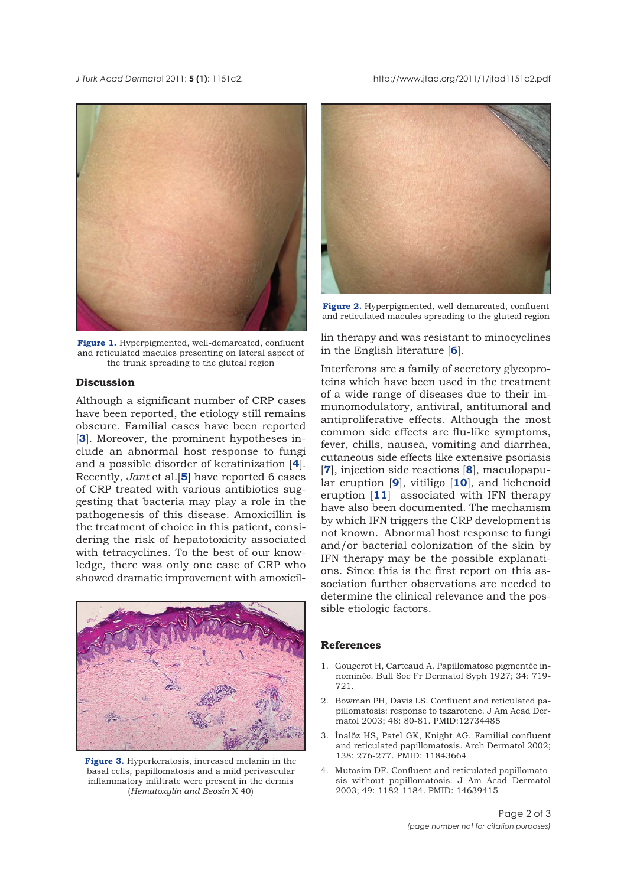**Figure 1.** Hyperpigmented, well-demarcated, confluent and reticulated macules presenting on lateral aspect of the trunk spreading to the gluteal region

**Figure 2.** Hyperpigmented, well-demarcated, confluent and reticulated macules spreading to the gluteal region

## Discussion

Although a significant number of CRP cases have been reported, the etiology still remains obscure. Familial cases have been reported [3]. Moreover, the prominent hypotheses include an abnormal host response to fungi and a possible disorder of keratinization [4]. Recently, *Jant* et al.[5] have reported 6 cases of CRP treated with various antibiotics suggesting that bacteria may play a role in the pathogenesis of this disease. Amoxicillin is the treatment of choice in this patient, considering the risk of hepatotoxicity associated with tetracyclines. To the best of our knowledge, there was only one case of CRP who showed dramatic improvement with amoxicillin therapy and was resistant to minocyclines in the English literature [6].

**Figure 3.** Hyperkeratosis, increased melanin in the basal cells, papillomatosis and a mild perivascular inflammatory infiltrate were present in the dermis (*Hematoxylin and Eeosin* X 40)

Interferons are a family of secretory glycoproteins which have been used in the treatment of a wide range of diseases due to their immunomodulatory, antiviral, antitumoral and antiproliferative effects. Although the most common side effects are flu-like symptoms, fever, chills, nausea, vomiting and diarrhea, cutaneous side effects like extensive psoriasis [7], injection side reactions [8], maculopapular eruption [9], vitiligo [10], and lichenoid eruption [11] associated with IFN therapy have also been documented. The mechanism by which IFN triggers the CRP development is not known. Abnormal host response to fungi and/or bacterial colonization of the skin by IFN therapy may be the possible explanations. Since this is the first report on this association further observations are needed to determine the clinical relevance and the possible etiologic factors.

## References

1. Gougerot H, Carteaud A. Papillomatose pigmentée innominée. Bull Soc Fr Dermatol Syph 1927; 34: 719-721.
2. Bowman PH, Davis LS. Confluent and reticulated papillomatosis: response to tazarotene. J Am Acad Dermatol 2003; 48: 80-81. PMID:12734485
3. İnalöz HS, Patel GK, Knight AG. Familial confluent and reticulated papillomatosis. Arch Dermatol 2002; 138: 276-277. PMID: 11843664
4. Mutasim DF. Confluent and reticulated papillomatosis without papillomatosis. J Am Acad Dermatol 2003; 49: 1182-1184. PMID: 14639415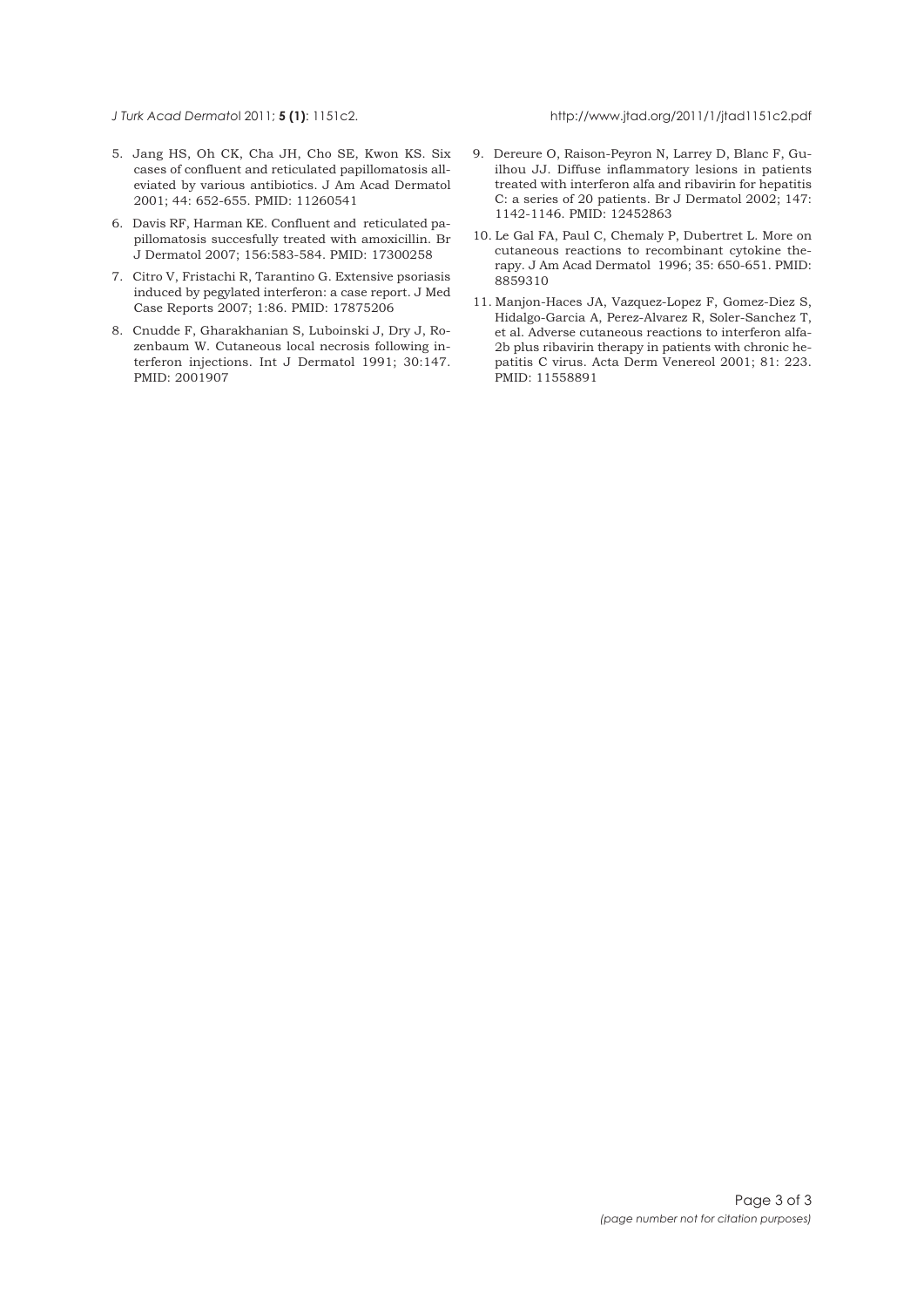5. Jang HS, Oh CK, Cha JH, Cho SE, Kwon KS. Six cases of confluent and reticulated papillomatosis alleviated by various antibiotics. J Am Acad Dermatol 2001; 44: 652-655. PMID: 11260541

6. Davis RF, Harman KE. Confluent and reticulated papillomatosis succesfully treated with amoxicillin. Br J Dermatol 2007; 156:583-584. PMID: 17300258

7. Citro V, Fristachi R, Tarantino G. Extensive psoriasis induced by pegylated interferon: a case report. J Med Case Reports 2007; 1:86. PMID: 17875206

8. Cnudde F, Gharakhanian S, Luboinski J, Dry J, Rozenbaum W. Cutaneous local necrosis following interferon injections. Int J Dermatol 1991; 30:147. PMID: 2001907

9. Dereure O, Raison-Peyron N, Larrey D, Blanc F, Guilhou JJ. Diffuse inflammatory lesions in patients treated with interferon alfa and ribavirin for hepatitis C: a series of 20 patients. Br J Dermatol 2002; 147: 1142-1146. PMID: 12452863

10. Le Gal FA, Paul C, Chemaly P, Dubertret L. More on cutaneous reactions to recombinant cytokine therapy. J Am Acad Dermatol 1996; 35: 650-651. PMID: 8859310

11. Manjon-Haces JA, Vazquez-Lopez F, Gomez-Diez S, Hidalgo-Garcia A, Perez-Alvarez R, Soler-Sanchez T, et al. Adverse cutaneous reactions to interferon alfa-2b plus ribavirin therapy in patients with chronic hepatitis C virus. Acta Derm Venereol 2001; 81: 223. PMID: 11558891